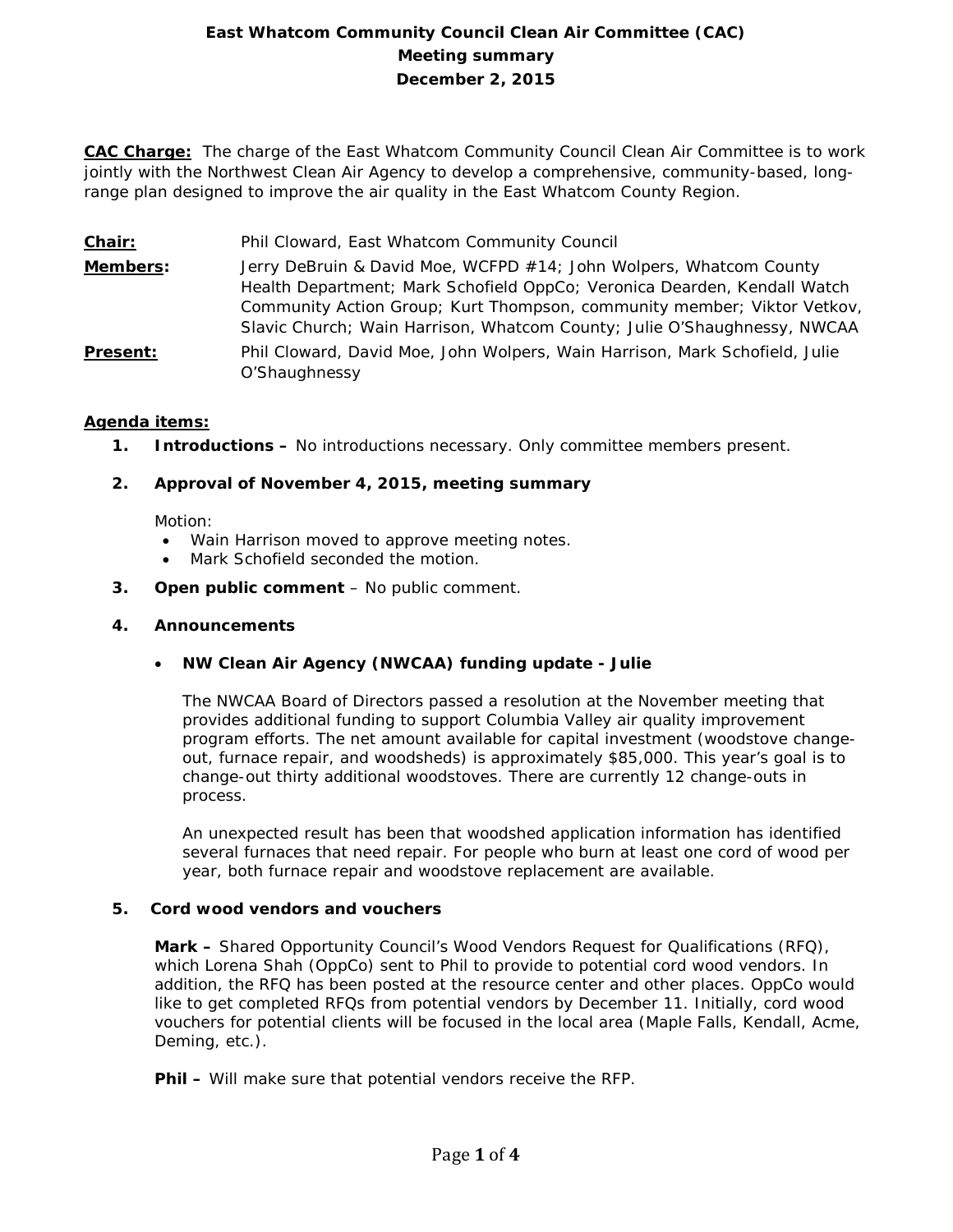# East Whatcom Community Council Clean Air Committee (CAC)
## Meeting summary
## December 2, 2015

**CAC Charge:** The charge of the East Whatcom Community Council Clean Air Committee is to work jointly with the Northwest Clean Air Agency to develop a comprehensive, community-based, long-range plan designed to improve the air quality in the East Whatcom County Region.

**Chair:** Phil Cloward, East Whatcom Community Council

**Members:** Jerry DeBruin & David Moe, WCFPD #14; John Wolpers, Whatcom County Health Department; Mark Schofield OppCo; Veronica Dearden, Kendall Watch Community Action Group; Kurt Thompson, community member; Viktor Vetkov, Slavic Church; Wain Harrison, Whatcom County; Julie O'Shaughnessy, NWCAA

**Present:** Phil Cloward, David Moe, John Wolpers, Wain Harrison, Mark Schofield, Julie O'Shaughnessy

**Agenda items:**

1. **Introductions –** No introductions necessary. Only committee members present.

2. **Approval of November 4, 2015, meeting summary**

   Motion:
   - Wain Harrison moved to approve meeting notes.
   - Mark Schofield seconded the motion.

3. **Open public comment** – No public comment.

4. **Announcements**

   - **NW Clean Air Agency (NWCAA) funding update - Julie**

     The NWCAA Board of Directors passed a resolution at the November meeting that provides additional funding to support Columbia Valley air quality improvement program efforts. The net amount available for capital investment (woodstove change-out, furnace repair, and woodsheds) is approximately $85,000. This year's goal is to change-out thirty additional woodstoves. There are currently 12 change-outs in process.

     An unexpected result has been that woodshed application information has identified several furnaces that need repair. For people who burn at least one cord of wood per year, both furnace repair and woodstove replacement are available.

5. **Cord wood vendors and vouchers**

   **Mark –** Shared Opportunity Council's Wood Vendors Request for Qualifications (RFQ), which Lorena Shah (OppCo) sent to Phil to provide to potential cord wood vendors. In addition, the RFQ has been posted at the resource center and other places. OppCo would like to get completed RFQs from potential vendors by December 11. Initially, cord wood vouchers for potential clients will be focused in the local area (Maple Falls, Kendall, Acme, Deming, etc.).

   **Phil –** Will make sure that potential vendors receive the RFP.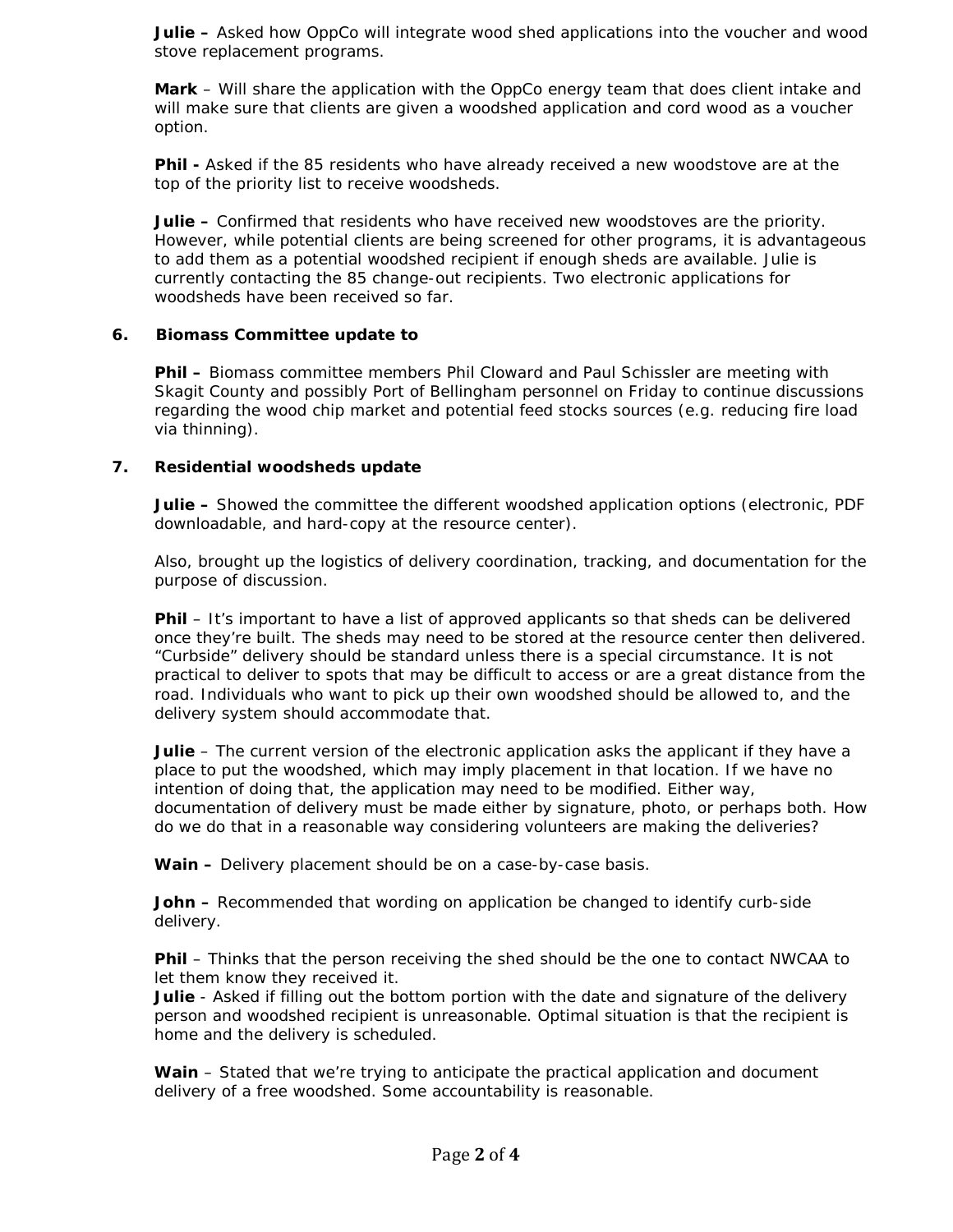**Julie –** Asked how OppCo will integrate wood shed applications into the voucher and wood stove replacement programs.

**Mark** – Will share the application with the OppCo energy team that does client intake and will make sure that clients are given a woodshed application and cord wood as a voucher option.

**Phil -** Asked if the 85 residents who have already received a new woodstove are at the top of the priority list to receive woodsheds.

**Julie –** Confirmed that residents who have received new woodstoves are the priority. However, while potential clients are being screened for other programs, it is advantageous to add them as a potential woodshed recipient if enough sheds are available. Julie is currently contacting the 85 change-out recipients. Two electronic applications for woodsheds have been received so far.

**6. Biomass Committee update to**

**Phil –** Biomass committee members Phil Cloward and Paul Schissler are meeting with Skagit County and possibly Port of Bellingham personnel on Friday to continue discussions regarding the wood chip market and potential feed stocks sources (e.g. reducing fire load via thinning).

**7. Residential woodsheds update**

**Julie –** Showed the committee the different woodshed application options (electronic, PDF downloadable, and hard-copy at the resource center).

Also, brought up the logistics of delivery coordination, tracking, and documentation for the purpose of discussion.

**Phil** – It's important to have a list of approved applicants so that sheds can be delivered once they're built. The sheds may need to be stored at the resource center then delivered. "Curbside" delivery should be standard unless there is a special circumstance. It is not practical to deliver to spots that may be difficult to access or are a great distance from the road. Individuals who want to pick up their own woodshed should be allowed to, and the delivery system should accommodate that.

**Julie** – The current version of the electronic application asks the applicant if they have a place to put the woodshed, which may imply placement in that location. If we have no intention of doing that, the application may need to be modified. Either way, documentation of delivery must be made either by signature, photo, or perhaps both. How do we do that in a reasonable way considering volunteers are making the deliveries?

**Wain –** Delivery placement should be on a case-by-case basis.

**John –** Recommended that wording on application be changed to identify curb-side delivery.

**Phil** – Thinks that the person receiving the shed should be the one to contact NWCAA to let them know they received it.

**Julie** - Asked if filling out the bottom portion with the date and signature of the delivery person and woodshed recipient is unreasonable. Optimal situation is that the recipient is home and the delivery is scheduled.

**Wain** – Stated that we're trying to anticipate the practical application and document delivery of a free woodshed. Some accountability is reasonable.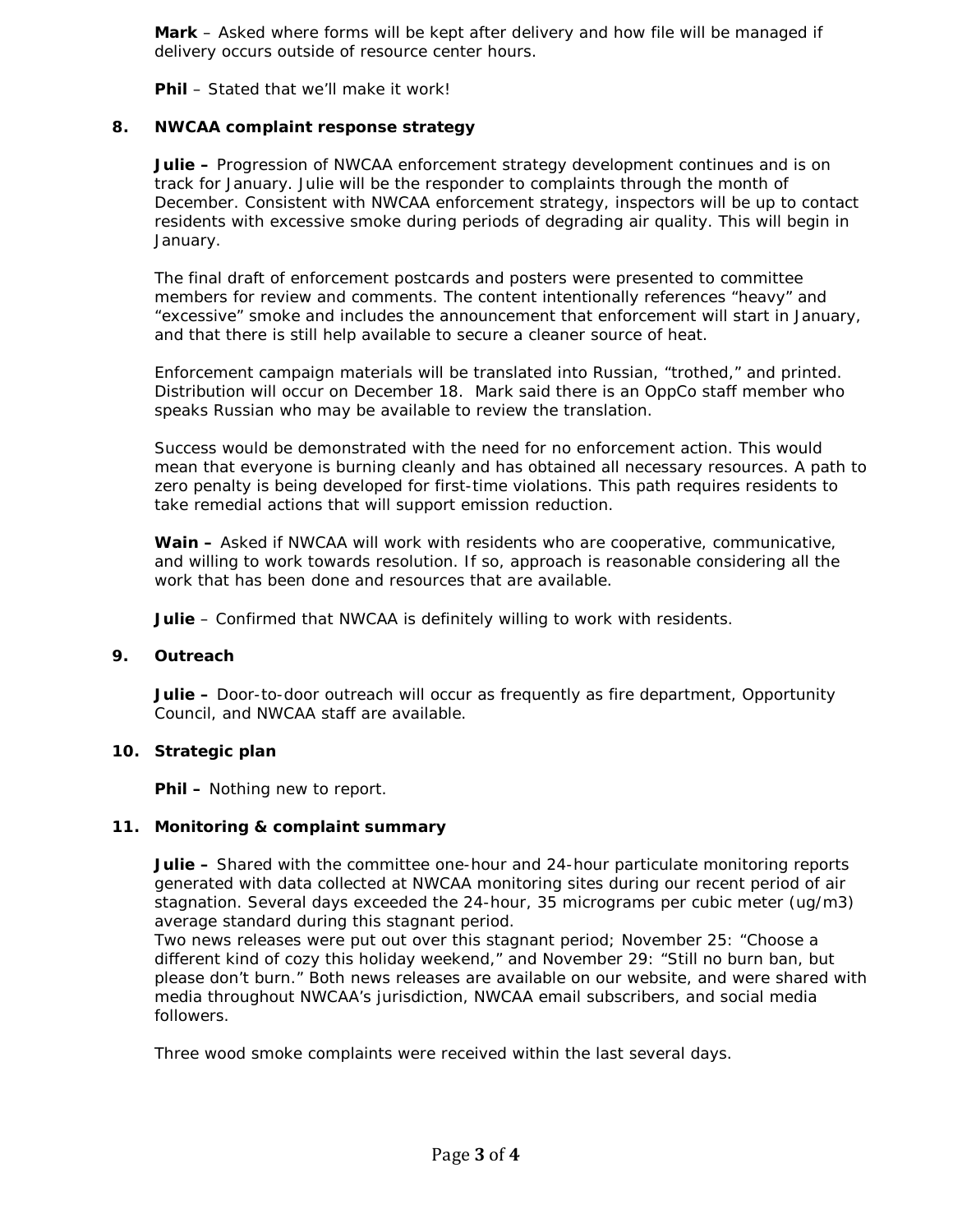**Mark** – Asked where forms will be kept after delivery and how file will be managed if delivery occurs outside of resource center hours.

**Phil** – Stated that we'll make it work!

### 8. NWCAA complaint response strategy

**Julie –** Progression of NWCAA enforcement strategy development continues and is on track for January. Julie will be the responder to complaints through the month of December. Consistent with NWCAA enforcement strategy, inspectors will be up to contact residents with excessive smoke during periods of degrading air quality. This will begin in January.

The final draft of enforcement postcards and posters were presented to committee members for review and comments. The content intentionally references "heavy" and "excessive" smoke and includes the announcement that enforcement will start in January, and that there is still help available to secure a cleaner source of heat.

Enforcement campaign materials will be translated into Russian, "trothed," and printed. Distribution will occur on December 18. Mark said there is an OppCo staff member who speaks Russian who may be available to review the translation.

Success would be demonstrated with the need for no enforcement action. This would mean that everyone is burning cleanly and has obtained all necessary resources. A path to zero penalty is being developed for first-time violations. This path requires residents to take remedial actions that will support emission reduction.

**Wain –** Asked if NWCAA will work with residents who are cooperative, communicative, and willing to work towards resolution. If so, approach is reasonable considering all the work that has been done and resources that are available.

**Julie** – Confirmed that NWCAA is definitely willing to work with residents.

### 9. Outreach

**Julie –** Door-to-door outreach will occur as frequently as fire department, Opportunity Council, and NWCAA staff are available.

### 10. Strategic plan

**Phil –** Nothing new to report.

### 11. Monitoring & complaint summary

**Julie –** Shared with the committee one-hour and 24-hour particulate monitoring reports generated with data collected at NWCAA monitoring sites during our recent period of air stagnation. Several days exceeded the 24-hour, 35 micrograms per cubic meter (ug/m3) average standard during this stagnant period.
Two news releases were put out over this stagnant period; November 25: "Choose a different kind of cozy this holiday weekend," and November 29: "Still no burn ban, but please don't burn." Both news releases are available on our website, and were shared with media throughout NWCAA's jurisdiction, NWCAA email subscribers, and social media followers.

Three wood smoke complaints were received within the last several days.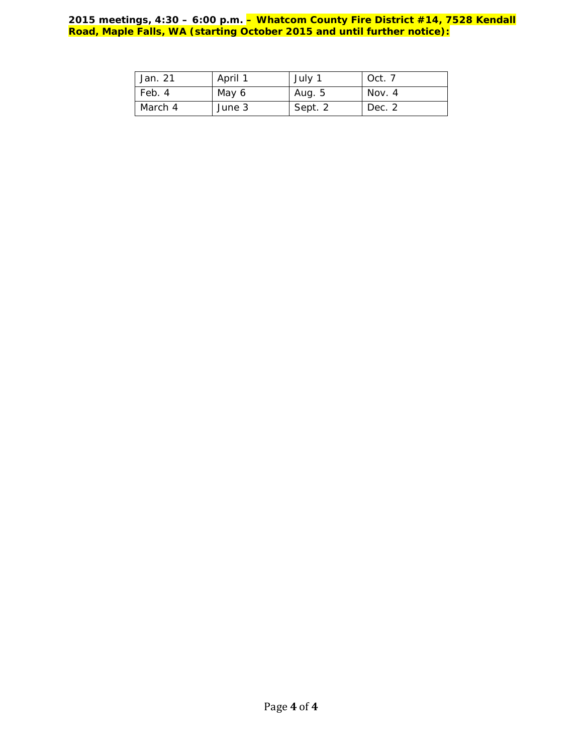**2015 meetings, 4:30 – 6:00 p.m. – Whatcom County Fire District #14, 7528 Kendall Road, Maple Falls, WA (starting October 2015 and until further notice):**

| | | | |
|---|---|---|---|
| Jan. 21 | April 1 | July 1 | Oct. 7 |
| Feb. 4 | May 6 | Aug. 5 | Nov. 4 |
| March 4 | June 3 | Sept. 2 | Dec. 2 |